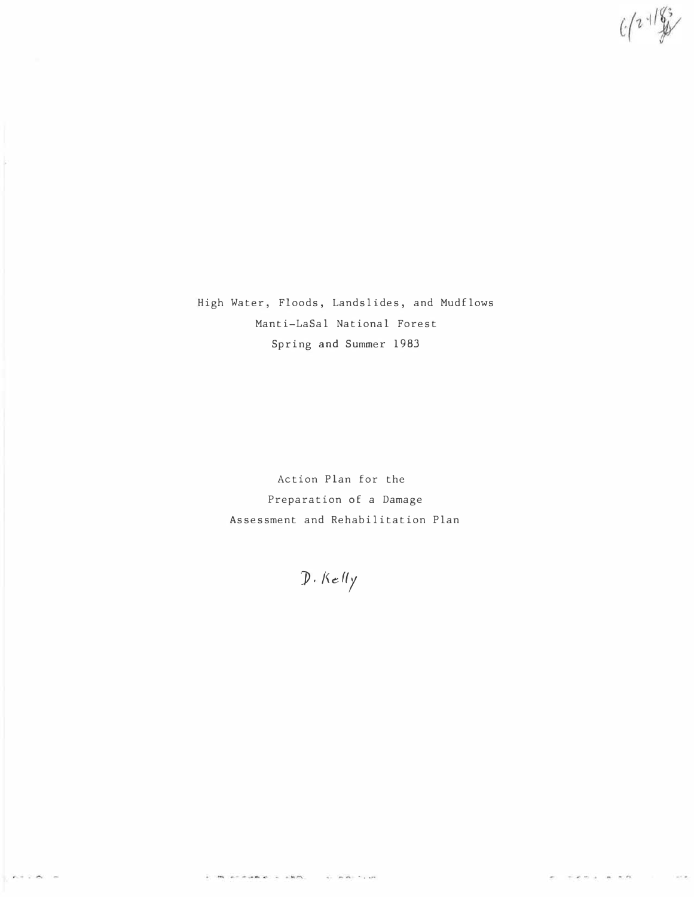6/24/83

# High Water, Floods, Landslides, and Mudflows

## Manti-LaSal National Forest

## Spring and Summer 1983

Action Plan for the Preparation of a Damage Assessment and Rehabilitation Plan

D. Kelly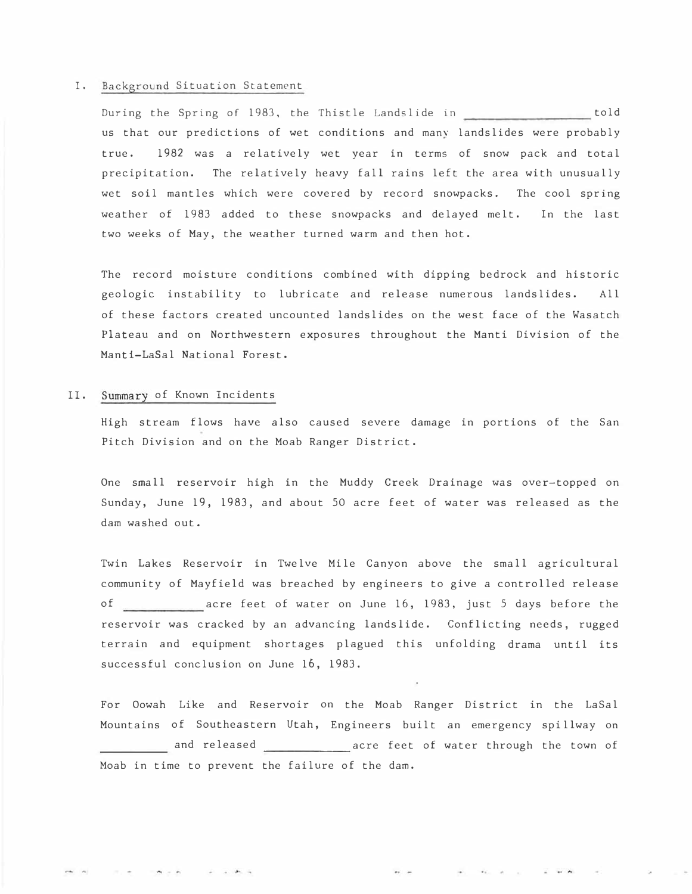## I. Background Situation Statement

During the Spring of 1983, the Thistle Landslide in \_\_\_\_\_\_\_\_\_\_\_\_\_\_\_\_\_\_ told us that our predictions of wet conditions and many landslides were probably true. 1982 was a relatively wet year in terms of snow pack and total precipitation. The relatively heavy fall rains left the area with unusually wet soil mantles which were covered by record snowpacks. The cool spring weather of 1983 added to these snowpacks and delayed melt. In the last two weeks of May, the weather turned warm and then hot.

The record moisture conditions combined with dipping bedrock and historic geologic instability to lubricate and release numerous landslides. All of these factors created uncounted landslides on the west face of the Wasatch Plateau and on Northwestern exposures throughout the Manti Division of the Manti-LaSal National Forest.

## II. Summary of Known Incidents

High stream flows have also caused severe damage in portions of the San Pitch Division and on the Moab Ranger District.

One small reservoir high in the Muddy Creek Drainage was over-topped on Sunday, June 19, 1983, and about 50 acre feet of water was released as the dam washed out.

Twin Lakes Reservoir in Twelve Mile Canyon above the small agricultural community of Mayfield was breached by engineers to give a controlled release of \_\_\_\_\_\_\_\_\_\_\_\_ acre feet of water on June 16, 1983, just 5 days before the reservoir was cracked by an advancing landslide. Conflicting needs, rugged terrain and equipment shortages plagued this unfolding drama until its successful conclusion on June 16, 1983.

For Oowah Like and Reservoir on the Moab Ranger District in the LaSal Mountains of Southeastern Utah, Engineers built an emergency spillway on \_\_\_\_\_\_\_\_\_\_ and released \_\_\_\_\_\_\_\_\_\_\_\_\_ acre feet of water through the town of Moab in time to prevent the failure of the dam.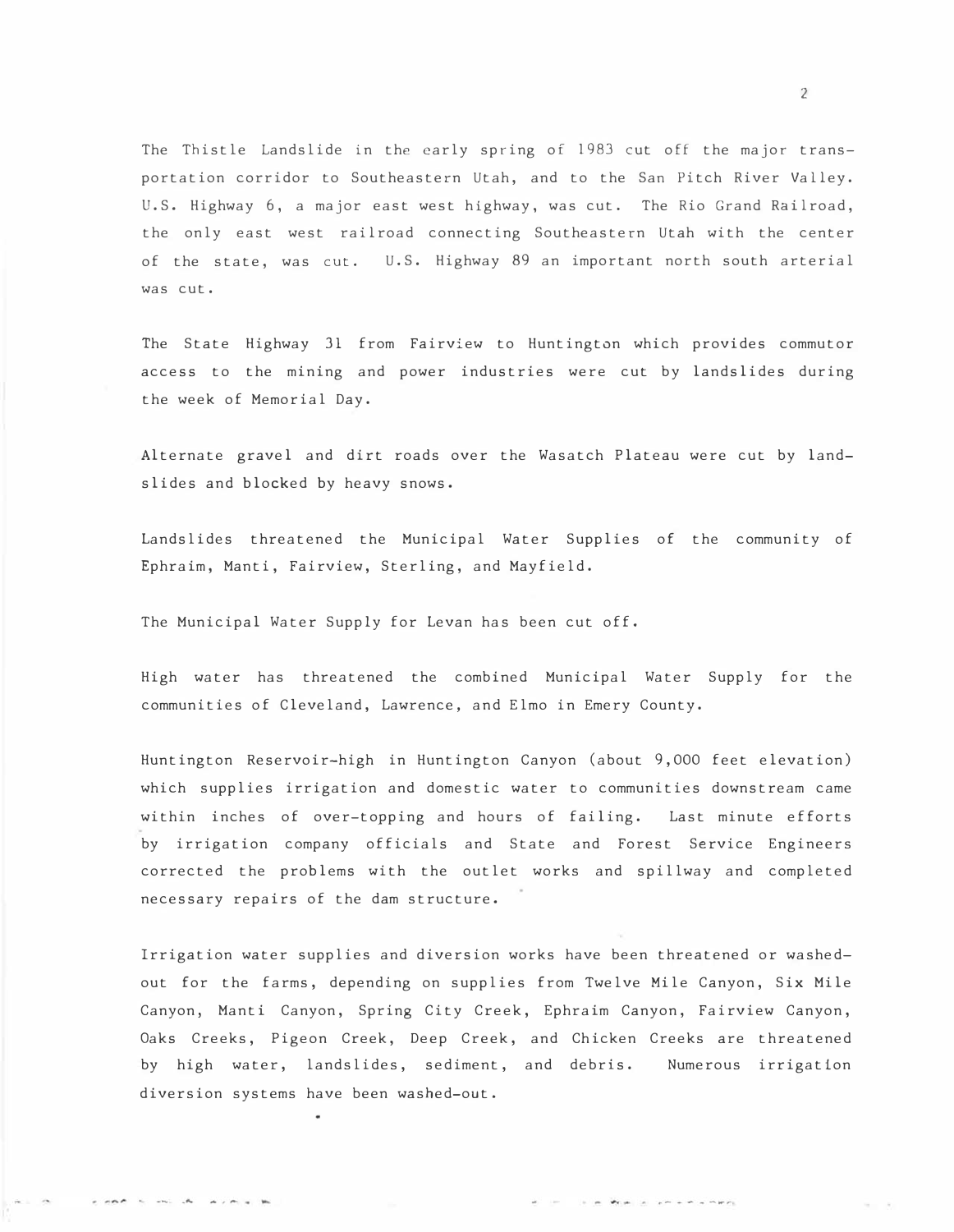The Thistle Landslide in the early spring of 1983 cut off the major transportation corridor to Southeastern Utah, and to the San Pitch River Valley. U.S. Highway 6, a major east west highway, was cut. The Rio Grand Railroad, the only east west railroad connecting Southeastern Utah with the center of the state, was cut. U.S. Highway 89 an important north south arterial was cut.

The State Highway 31 from Fairview to Huntington which provides commutor access to the mining and power industries were cut by landslides during the week of Memorial Day.

Alternate gravel and dirt roads over the Wasatch Plateau were cut by landslides and blocked by heavy snows.

Landslides threatened the Municipal Water Supplies of the community of Ephraim, Manti, Fairview, Sterling, and Mayfield.

The Municipal Water Supply for Levan has been cut off.

High water has threatened the combined Municipal Water Supply for the communities of Cleveland, Lawrence, and Elmo in Emery County.

Huntington Reservoir-high in Huntington Canyon (about 9,000 feet elevation) which supplies irrigation and domestic water to communities downstream came within inches of over-topping and hours of failing. Last minute efforts by irrigation company officials and State and Forest Service Engineers corrected the problems with the outlet works and spillway and completed necessary repairs of the dam structure.

Irrigation water supplies and diversion works have been threatened or washed-out for the farms, depending on supplies from Twelve Mile Canyon, Six Mile Canyon, Manti Canyon, Spring City Creek, Ephraim Canyon, Fairview Canyon, Oaks Creeks, Pigeon Creek, Deep Creek, and Chicken Creeks are threatened by high water, landslides, sediment, and debris. Numerous irrigation diversion systems have been washed-out.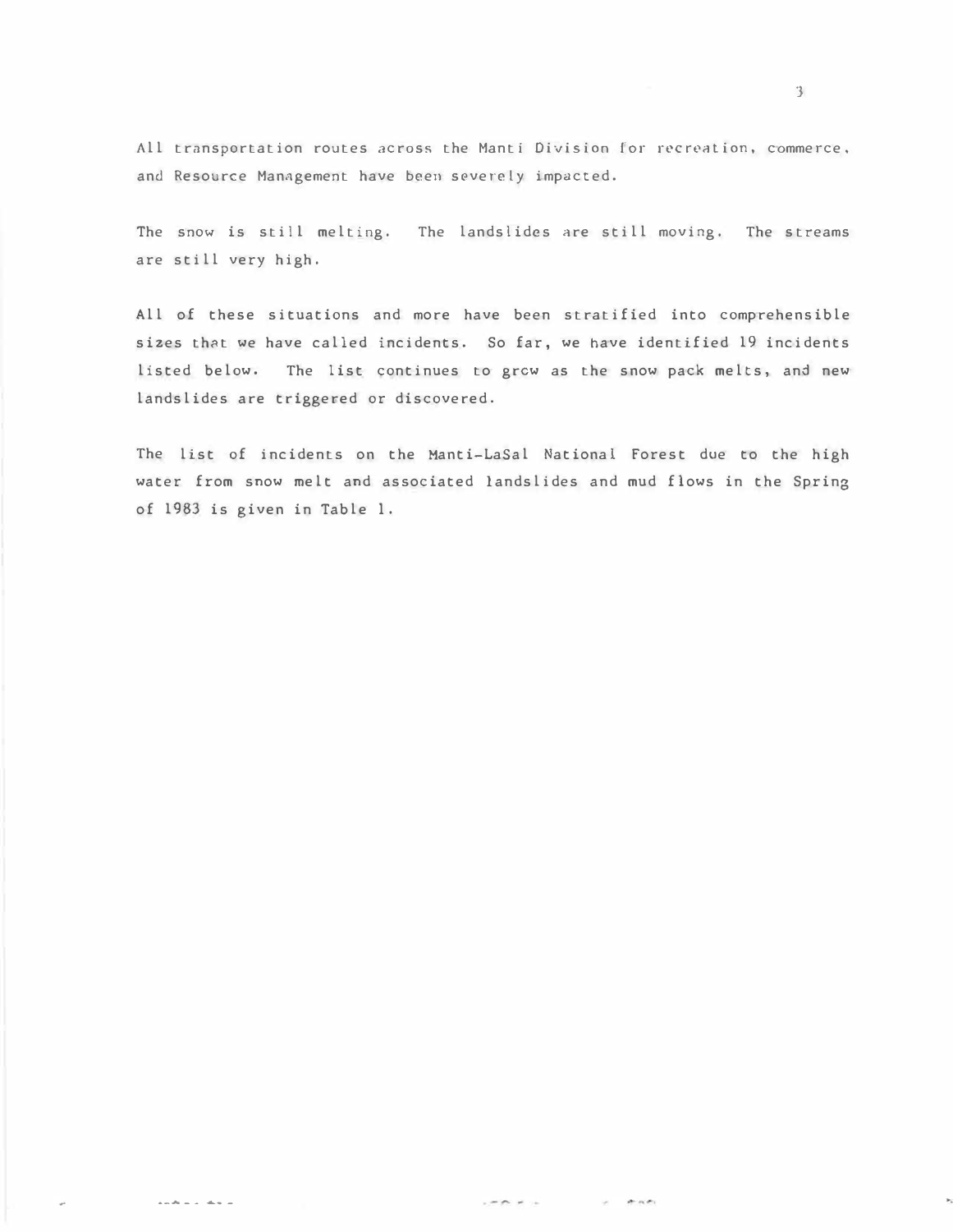All transportation routes across the Manti Division for recreation, commerce, and Resource Management have been severely impacted.

The snow is still melting. The landslides are still moving. The streams are still very high.

All of these situations and more have been stratified into comprehensible sizes that we have called incidents. So far, we have identified 19 incidents listed below. The list continues to grow as the snow pack melts, and new landslides are triggered or discovered.

The list of incidents on the Manti-LaSal National Forest due to the high water from snow melt and associated landslides and mud flows in the Spring of 1983 is given in Table 1.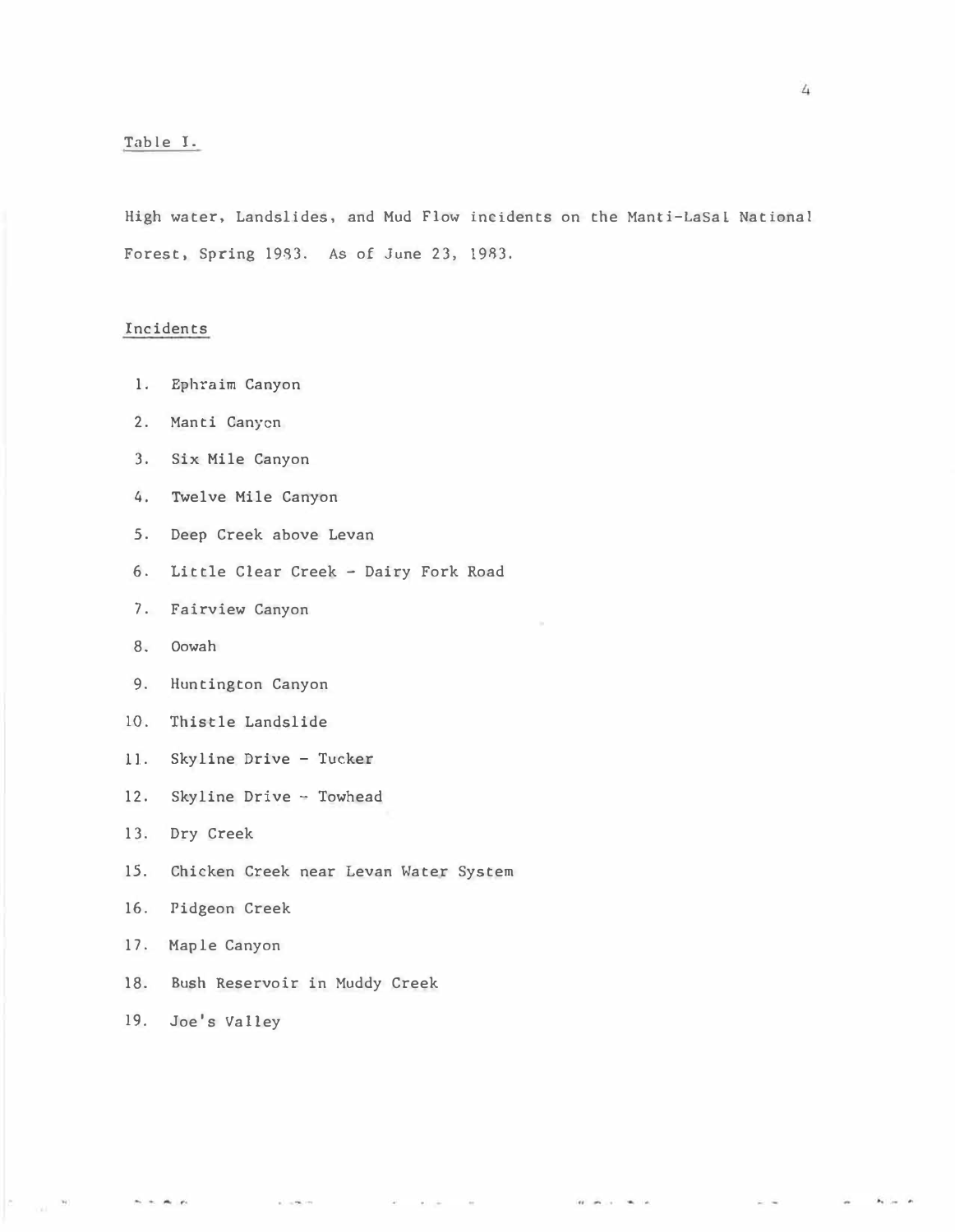Table I.

High water, Landslides, and Mud Flow incidents on the Manti-LaSal National Forest, Spring 1983. As of June 23, 1983.

Incidents

1. Ephraim Canyon
2. Manti Canyon
3. Six Mile Canyon
4. Twelve Mile Canyon
5. Deep Creek above Levan
6. Little Clear Creek - Dairy Fork Road
7. Fairview Canyon
8. Oowah
9. Huntington Canyon
10. Thistle Landslide
11. Skyline Drive - Tucker
12. Skyline Drive - Towhead
13. Dry Creek
15. Chicken Creek near Levan Water System
16. Pidgeon Creek
17. Maple Canyon
18. Bush Reservoir in Muddy Creek
19. Joe's Valley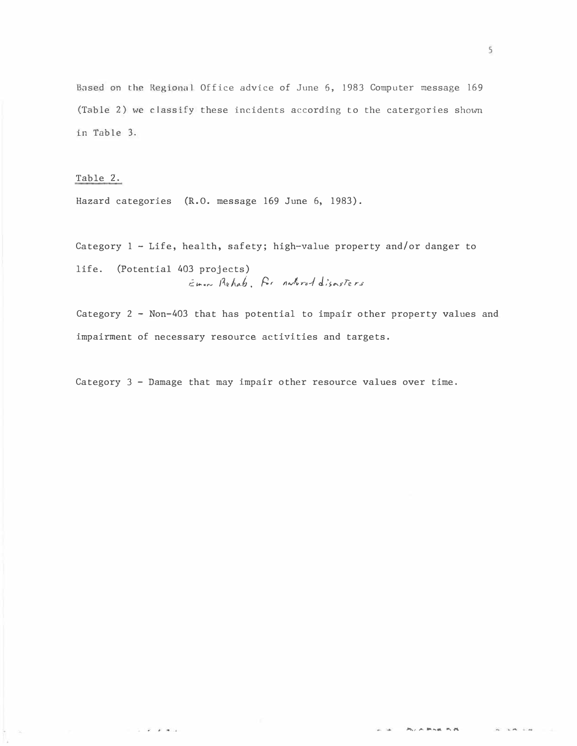Based on the Regional Office advice of June 6, 1983 Computer message 169 (Table 2) we classify these incidents according to the catergories shown in Table 3.

Table 2.

Hazard categories (R.O. message 169 June 6, 1983).

Category 1 - Life, health, safety; high-value property and/or danger to life. (Potential 403 projects)
*Emer. Rehab. for natural disasters*

Category 2 - Non-403 that has potential to impair other property values and impairment of necessary resource activities and targets.

Category 3 - Damage that may impair other resource values over time.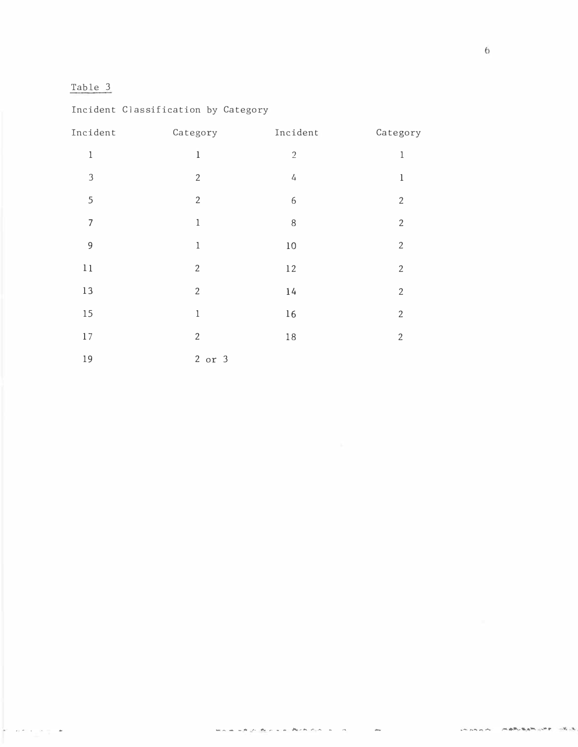Table 3

Incident Classification by Category

| Incident | Category | Incident | Category |
| --- | --- | --- | --- |
| 1 | 1 | 2 | 1 |
| 3 | 2 | 4 | 1 |
| 5 | 2 | 6 | 2 |
| 7 | 1 | 8 | 2 |
| 9 | 1 | 10 | 2 |
| 11 | 2 | 12 | 2 |
| 13 | 2 | 14 | 2 |
| 15 | 1 | 16 | 2 |
| 17 | 2 | 18 | 2 |
| 19 | 2 or 3 | | |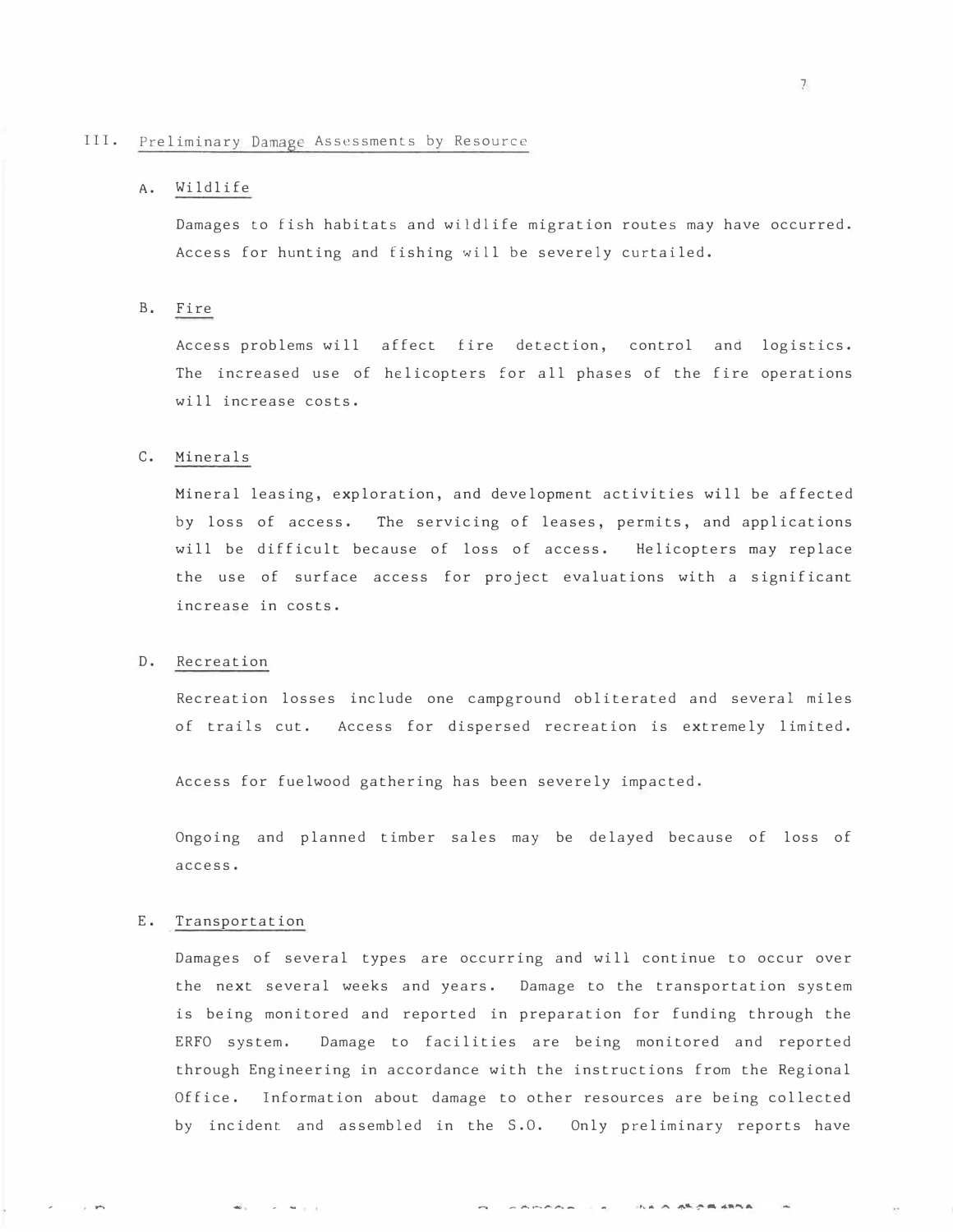## III. Preliminary Damage Assessments by Resource

### A. Wildlife

Damages to fish habitats and wildlife migration routes may have occurred. Access for hunting and fishing will be severely curtailed.

### B. Fire

Access problems will affect fire detection, control and logistics. The increased use of helicopters for all phases of the fire operations will increase costs.

### C. Minerals

Mineral leasing, exploration, and development activities will be affected by loss of access. The servicing of leases, permits, and applications will be difficult because of loss of access. Helicopters may replace the use of surface access for project evaluations with a significant increase in costs.

### D. Recreation

Recreation losses include one campground obliterated and several miles of trails cut. Access for dispersed recreation is extremely limited.

Access for fuelwood gathering has been severely impacted.

Ongoing and planned timber sales may be delayed because of loss of access.

### E. Transportation

Damages of several types are occurring and will continue to occur over the next several weeks and years. Damage to the transportation system is being monitored and reported in preparation for funding through the ERFO system. Damage to facilities are being monitored and reported through Engineering in accordance with the instructions from the Regional Office. Information about damage to other resources are being collected by incident and assembled in the S.O. Only preliminary reports have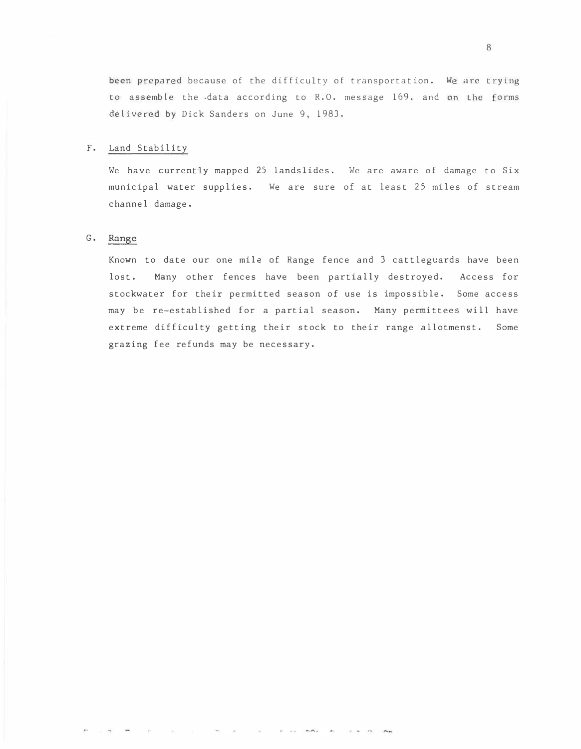been prepared because of the difficulty of transportation. We are trying to assemble the data according to R.O. message 169, and on the forms delivered by Dick Sanders on June 9, 1983.

F. Land Stability

We have currently mapped 25 landslides. We are aware of damage to Six municipal water supplies. We are sure of at least 25 miles of stream channel damage.

G. Range

Known to date our one mile of Range fence and 3 cattleguards have been lost. Many other fences have been partially destroyed. Access for stockwater for their permitted season of use is impossible. Some access may be re-established for a partial season. Many permittees will have extreme difficulty getting their stock to their range allotmenst. Some grazing fee refunds may be necessary.